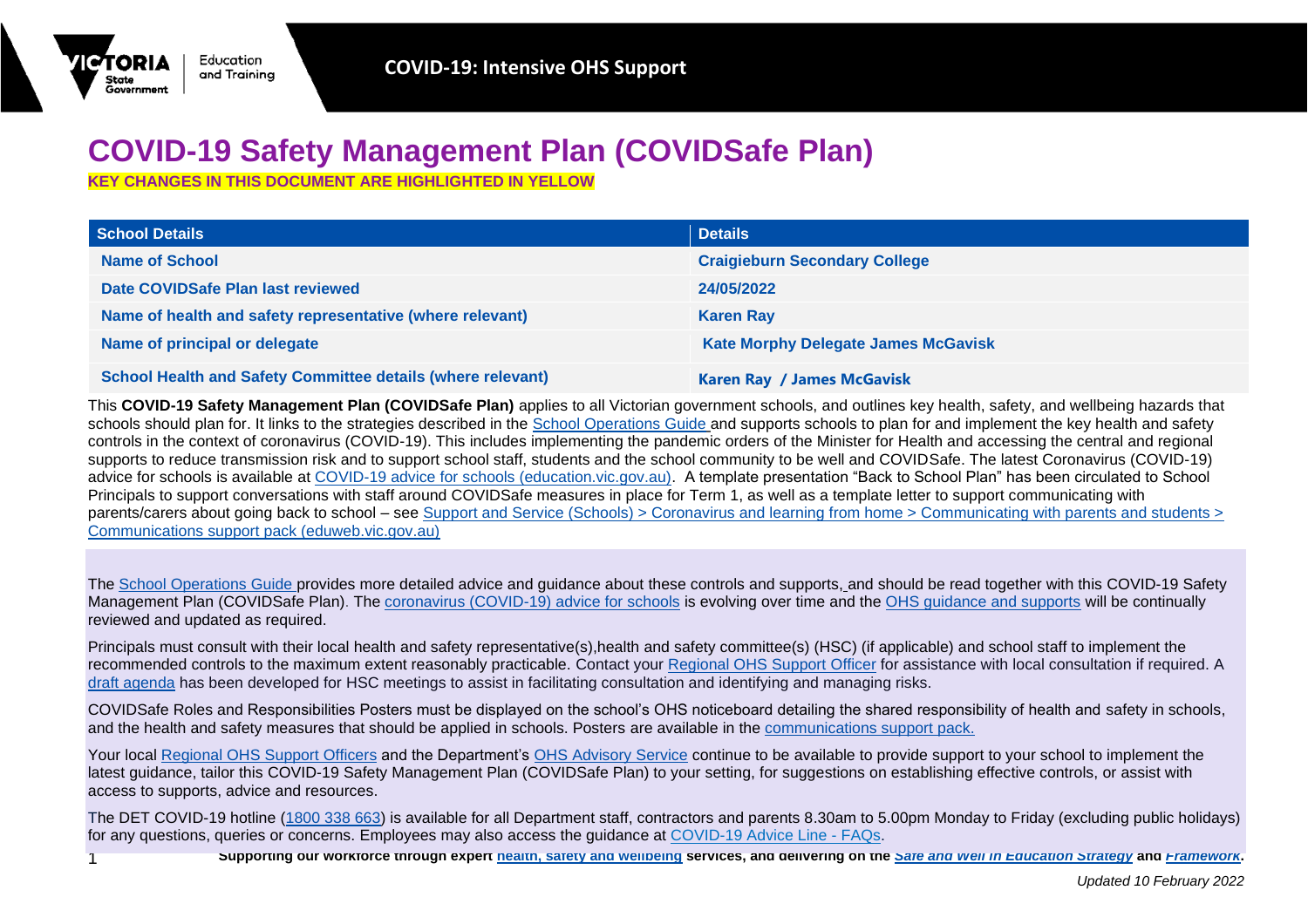# COVID-19 Safety Management Plan (COVIDSafe Plan)

**KEY CHANGES IN THIS DOCUMENT ARE HIGHLIGHTED IN YELLOW**

| School Details | Details |
|---|---|
| **Name of School** | **Craigieburn Secondary College** |
| **Date COVIDSafe Plan last reviewed** | **24/05/2022** |
| **Name of health and safety representative (where relevant)** | **Karen Ray** |
| **Name of principal or delegate** | **Kate Morphy Delegate James McGavisk** |
| **School Health and Safety Committee details (where relevant)** | **Karen Ray / James McGavisk** |

This **COVID-19 Safety Management Plan (COVIDSafe Plan)** applies to all Victorian government schools, and outlines key health, safety, and wellbeing hazards that schools should plan for. It links to the strategies described in the School Operations Guide and supports schools to plan for and implement the key health and safety controls in the context of coronavirus (COVID-19). This includes implementing the pandemic orders of the Minister for Health and accessing the central and regional supports to reduce transmission risk and to support school staff, students and the school community to be well and COVIDSafe. The latest Coronavirus (COVID-19) advice for schools is available at COVID-19 advice for schools (education.vic.gov.au). A template presentation "Back to School Plan" has been circulated to School Principals to support conversations with staff around COVIDSafe measures in place for Term 1, as well as a template letter to support communicating with parents/carers about going back to school – see Support and Service (Schools) > Coronavirus and learning from home > Communicating with parents and students > Communications support pack (eduweb.vic.gov.au)

The School Operations Guide provides more detailed advice and guidance about these controls and supports, and should be read together with this COVID-19 Safety Management Plan (COVIDSafe Plan). The coronavirus (COVID-19) advice for schools is evolving over time and the OHS guidance and supports will be continually reviewed and updated as required.

Principals must consult with their local health and safety representative(s),health and safety committee(s) (HSC) (if applicable) and school staff to implement the recommended controls to the maximum extent reasonably practicable. Contact your Regional OHS Support Officer for assistance with local consultation if required. A draft agenda has been developed for HSC meetings to assist in facilitating consultation and identifying and managing risks.

COVIDSafe Roles and Responsibilities Posters must be displayed on the school's OHS noticeboard detailing the shared responsibility of health and safety in schools, and the health and safety measures that should be applied in schools. Posters are available in the communications support pack.

Your local Regional OHS Support Officers and the Department's OHS Advisory Service continue to be available to provide support to your school to implement the latest guidance, tailor this COVID-19 Safety Management Plan (COVIDSafe Plan) to your setting, for suggestions on establishing effective controls, or assist with access to supports, advice and resources.

The DET COVID-19 hotline (1800 338 663) is available for all Department staff, contractors and parents 8.30am to 5.00pm Monday to Friday (excluding public holidays) for any questions, queries or concerns. Employees may also access the guidance at COVID-19 Advice Line - FAQs.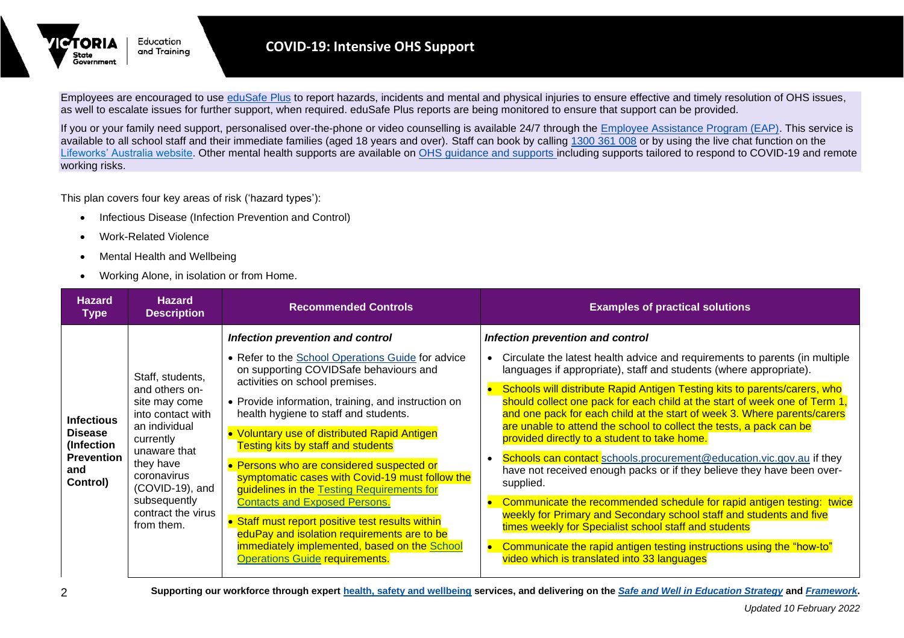Employees are encouraged to use eduSafe Plus to report hazards, incidents and mental and physical injuries to ensure effective and timely resolution of OHS issues, as well to escalate issues for further support, when required. eduSafe Plus reports are being monitored to ensure that support can be provided.

If you or your family need support, personalised over-the-phone or video counselling is available 24/7 through the Employee Assistance Program (EAP). This service is available to all school staff and their immediate families (aged 18 years and over). Staff can book by calling 1300 361 008 or by using the live chat function on the Lifeworks' Australia website. Other mental health supports are available on OHS guidance and supports including supports tailored to respond to COVID-19 and remote working risks.

This plan covers four key areas of risk ('hazard types'):

- Infectious Disease (Infection Prevention and Control)
- Work-Related Violence
- Mental Health and Wellbeing
- Working Alone, in isolation or from Home.

| Hazard Type | Hazard Description | Recommended Controls | Examples of practical solutions |
|---|---|---|---|
| **Infectious Disease (Infection Prevention and Control)** | Staff, students, and others on-site may come into contact with an individual currently unaware that they have coronavirus (COVID-19), and subsequently contract the virus from them. | ***Infection prevention and control***<br>• Refer to the School Operations Guide for advice on supporting COVIDSafe behaviours and activities on school premises.<br>• Provide information, training, and instruction on health hygiene to staff and students.<br>• Voluntary use of distributed Rapid Antigen Testing kits by staff and students<br>• Persons who are considered suspected or symptomatic cases with Covid-19 must follow the guidelines in the Testing Requirements for Contacts and Exposed Persons.<br>• Staff must report positive test results within eduPay and isolation requirements are to be immediately implemented, based on the School Operations Guide requirements. | ***Infection prevention and control***<br>• Circulate the latest health advice and requirements to parents (in multiple languages if appropriate), staff and students (where appropriate).<br>• Schools will distribute Rapid Antigen Testing kits to parents/carers, who should collect one pack for each child at the start of week one of Term 1, and one pack for each child at the start of week 3. Where parents/carers are unable to attend the school to collect the tests, a pack can be provided directly to a student to take home.<br>• Schools can contact schools.procurement@education.vic.gov.au if they have not received enough packs or if they believe they have been over-supplied.<br>• Communicate the recommended schedule for rapid antigen testing: twice weekly for Primary and Secondary school staff and students and five times weekly for Specialist school staff and students<br>• Communicate the rapid antigen testing instructions using the "how-to" video which is translated into 33 languages |

**Supporting our workforce through expert health, safety and wellbeing services, and delivering on the *Safe and Well in Education Strategy* and *Framework*.**

*Updated 10 February 2022*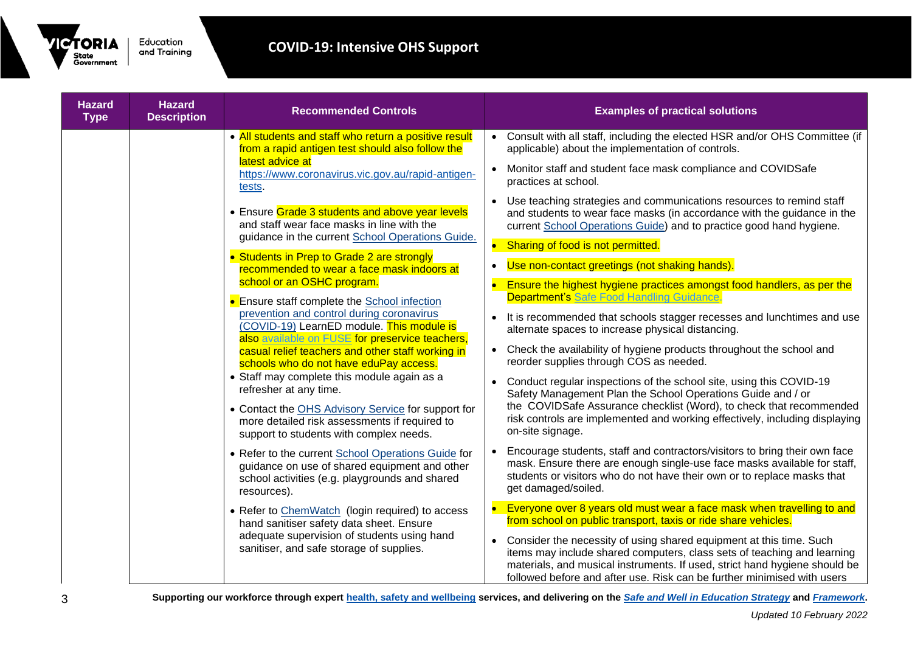| Hazard Type | Hazard Description | Recommended Controls | Examples of practical solutions |
|---|---|---|---|
| | | • All students and staff who return a positive result from a rapid antigen test should also follow the latest advice at https://www.coronavirus.vic.gov.au/rapid-antigen-tests.<br>• Ensure Grade 3 students and above year levels and staff wear face masks in line with the guidance in the current School Operations Guide.<br>• Students in Prep to Grade 2 are strongly recommended to wear a face mask indoors at school or an OSHC program.<br>• Ensure staff complete the School infection prevention and control during coronavirus (COVID-19) LearnED module. This module is also available on FUSE for preservice teachers, casual relief teachers and other staff working in schools who do not have eduPay access.<br>• Staff may complete this module again as a refresher at any time.<br>• Contact the OHS Advisory Service for support for more detailed risk assessments if required to support to students with complex needs.<br>• Refer to the current School Operations Guide for guidance on use of shared equipment and other school activities (e.g. playgrounds and shared resources).<br>• Refer to ChemWatch (login required) to access hand sanitiser safety data sheet. Ensure adequate supervision of students using hand sanitiser, and safe storage of supplies. | • Consult with all staff, including the elected HSR and/or OHS Committee (if applicable) about the implementation of controls.<br>• Monitor staff and student face mask compliance and COVIDSafe practices at school.<br>• Use teaching strategies and communications resources to remind staff and students to wear face masks (in accordance with the guidance in the current School Operations Guide) and to practice good hand hygiene.<br>• Sharing of food is not permitted.<br>• Use non-contact greetings (not shaking hands).<br>• Ensure the highest hygiene practices amongst food handlers, as per the Department's Safe Food Handling Guidance.<br>• It is recommended that schools stagger recesses and lunchtimes and use alternate spaces to increase physical distancing.<br>• Check the availability of hygiene products throughout the school and reorder supplies through COS as needed.<br>• Conduct regular inspections of the school site, using this COVID-19 Safety Management Plan the School Operations Guide and / or the COVIDSafe Assurance checklist (Word), to check that recommended risk controls are implemented and working effectively, including displaying on-site signage.<br>• Encourage students, staff and contractors/visitors to bring their own face mask. Ensure there are enough single-use face masks available for staff, students or visitors who do not have their own or to replace masks that get damaged/soiled.<br>• Everyone over 8 years old must wear a face mask when travelling to and from school on public transport, taxis or ride share vehicles.<br>• Consider the necessity of using shared equipment at this time. Such items may include shared computers, class sets of teaching and learning materials, and musical instruments. If used, strict hand hygiene should be followed before and after use. Risk can be further minimised with users |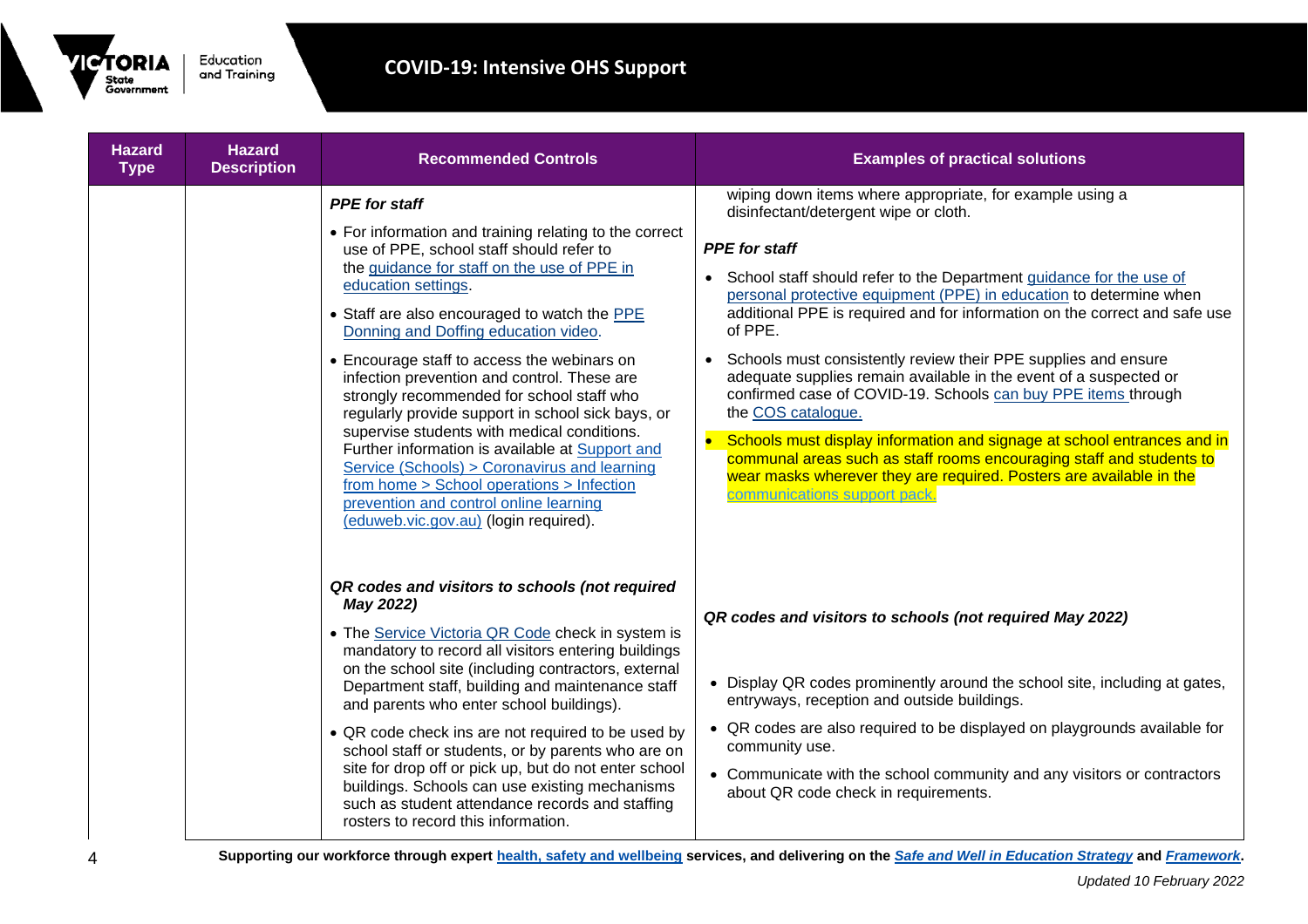| Hazard Type | Hazard Description | Recommended Controls | Examples of practical solutions |
|---|---|---|---|
| | | ***PPE for staff*** <br> • For information and training relating to the correct use of PPE, school staff should refer to the guidance for staff on the use of PPE in education settings. <br> • Staff are also encouraged to watch the PPE Donning and Doffing education video. <br> • Encourage staff to access the webinars on infection prevention and control. These are strongly recommended for school staff who regularly provide support in school sick bays, or supervise students with medical conditions. Further information is available at Support and Service (Schools) > Coronavirus and learning from home > School operations > Infection prevention and control online learning (eduweb.vic.gov.au) (login required). | wiping down items where appropriate, for example using a disinfectant/detergent wipe or cloth. <br><br> ***PPE for staff*** <br> • School staff should refer to the Department guidance for the use of personal protective equipment (PPE) in education to determine when additional PPE is required and for information on the correct and safe use of PPE. <br> • Schools must consistently review their PPE supplies and ensure adequate supplies remain available in the event of a suspected or confirmed case of COVID-19. Schools can buy PPE items through the COS catalogue. <br> • Schools must display information and signage at school entrances and in communal areas such as staff rooms encouraging staff and students to wear masks wherever they are required. Posters are available in the communications support pack. |
| | | ***QR codes and visitors to schools (not required May 2022)*** <br> • The Service Victoria QR Code check in system is mandatory to record all visitors entering buildings on the school site (including contractors, external Department staff, building and maintenance staff and parents who enter school buildings). <br> • QR code check ins are not required to be used by school staff or students, or by parents who are on site for drop off or pick up, but do not enter school buildings. Schools can use existing mechanisms such as student attendance records and staffing rosters to record this information. | ***QR codes and visitors to schools (not required May 2022)*** <br> • Display QR codes prominently around the school site, including at gates, entryways, reception and outside buildings. <br> • QR codes are also required to be displayed on playgrounds available for community use. <br> • Communicate with the school community and any visitors or contractors about QR code check in requirements. |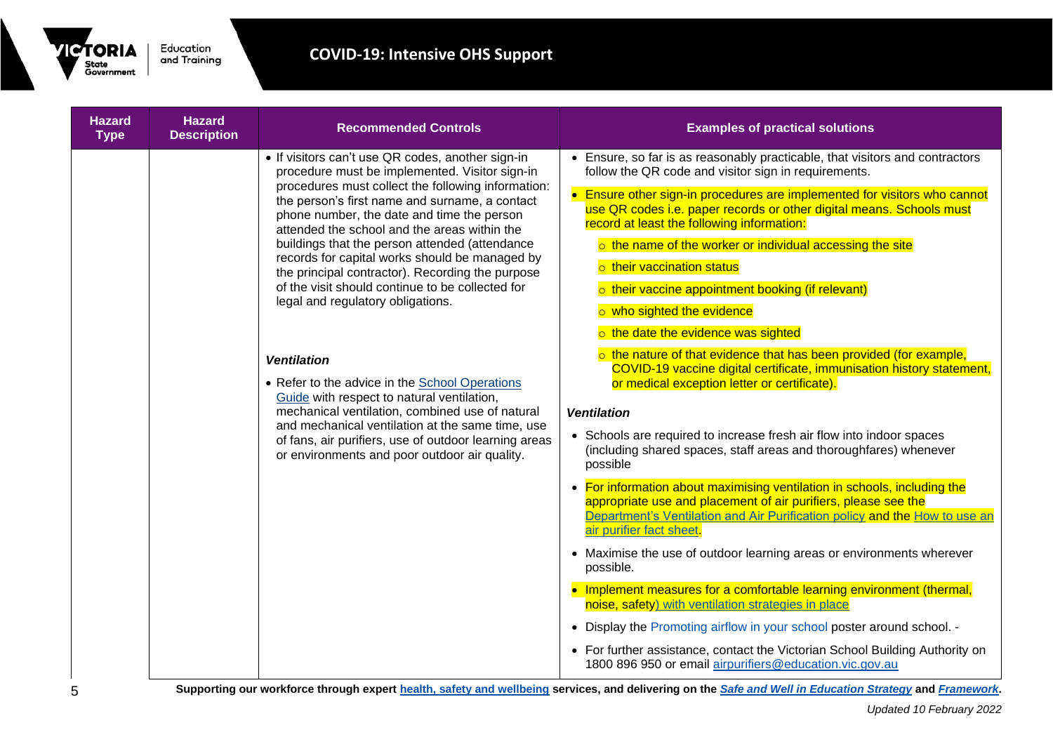| Hazard Type | Hazard Description | Recommended Controls | Examples of practical solutions |
|---|---|---|---|
| | | • If visitors can't use QR codes, another sign-in procedure must be implemented. Visitor sign-in procedures must collect the following information: the person's first name and surname, a contact phone number, the date and time the person attended the school and the areas within the buildings that the person attended (attendance records for capital works should be managed by the principal contractor). Recording the purpose of the visit should continue to be collected for legal and regulatory obligations.<br><br>***Ventilation***<br>• Refer to the advice in the School Operations Guide with respect to natural ventilation, mechanical ventilation, combined use of natural and mechanical ventilation at the same time, use of fans, air purifiers, use of outdoor learning areas or environments and poor outdoor air quality. | • Ensure, so far is as reasonably practicable, that visitors and contractors follow the QR code and visitor sign in requirements.<br>• Ensure other sign-in procedures are implemented for visitors who cannot use QR codes i.e. paper records or other digital means. Schools must record at least the following information:<br>○ the name of the worker or individual accessing the site<br>○ their vaccination status<br>○ their vaccine appointment booking (if relevant)<br>○ who sighted the evidence<br>○ the date the evidence was sighted<br>○ the nature of that evidence that has been provided (for example, COVID-19 vaccine digital certificate, immunisation history statement, or medical exception letter or certificate).<br><br>***Ventilation***<br>• Schools are required to increase fresh air flow into indoor spaces (including shared spaces, staff areas and thoroughfares) whenever possible<br>• For information about maximising ventilation in schools, including the appropriate use and placement of air purifiers, please see the Department's Ventilation and Air Purification policy and the How to use an air purifier fact sheet.<br>• Maximise the use of outdoor learning areas or environments wherever possible.<br>• Implement measures for a comfortable learning environment (thermal, noise, safety) with ventilation strategies in place<br>• Display the Promoting airflow in your school poster around school. -<br>• For further assistance, contact the Victorian School Building Authority on 1800 896 950 or email airpurifiers@education.vic.gov.au |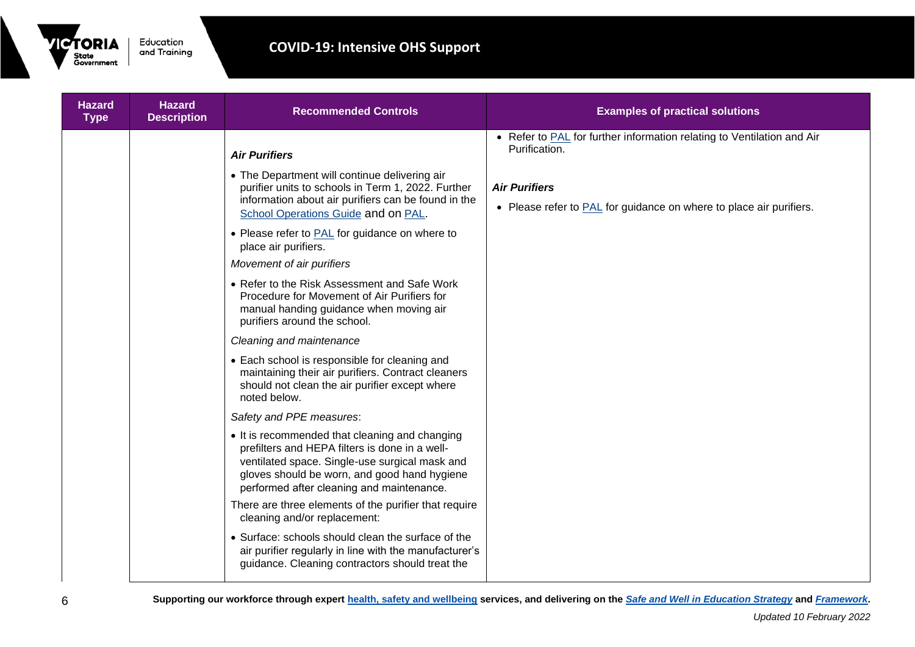| Hazard Type | Hazard Description | Recommended Controls | Examples of practical solutions |
|---|---|---|---|
| | | ***Air Purifiers*** <br> • The Department will continue delivering air purifier units to schools in Term 1, 2022. Further information about air purifiers can be found in the School Operations Guide and on PAL. <br> • Please refer to PAL for guidance on where to place air purifiers. <br> *Movement of air purifiers* <br> • Refer to the Risk Assessment and Safe Work Procedure for Movement of Air Purifiers for manual handing guidance when moving air purifiers around the school. <br> *Cleaning and maintenance* <br> • Each school is responsible for cleaning and maintaining their air purifiers. Contract cleaners should not clean the air purifier except where noted below. <br> *Safety and PPE measures*: <br> • It is recommended that cleaning and changing prefilters and HEPA filters is done in a well-ventilated space. Single-use surgical mask and gloves should be worn, and good hand hygiene performed after cleaning and maintenance. <br> There are three elements of the purifier that require cleaning and/or replacement: <br> • Surface: schools should clean the surface of the air purifier regularly in line with the manufacturer's guidance. Cleaning contractors should treat the | • Refer to PAL for further information relating to Ventilation and Air Purification. <br> ***Air Purifiers*** <br> • Please refer to PAL for guidance on where to place air purifiers. |

**Supporting our workforce through expert health, safety and wellbeing services, and delivering on the *Safe and Well in Education Strategy* and *Framework*.**

*Updated 10 February 2022*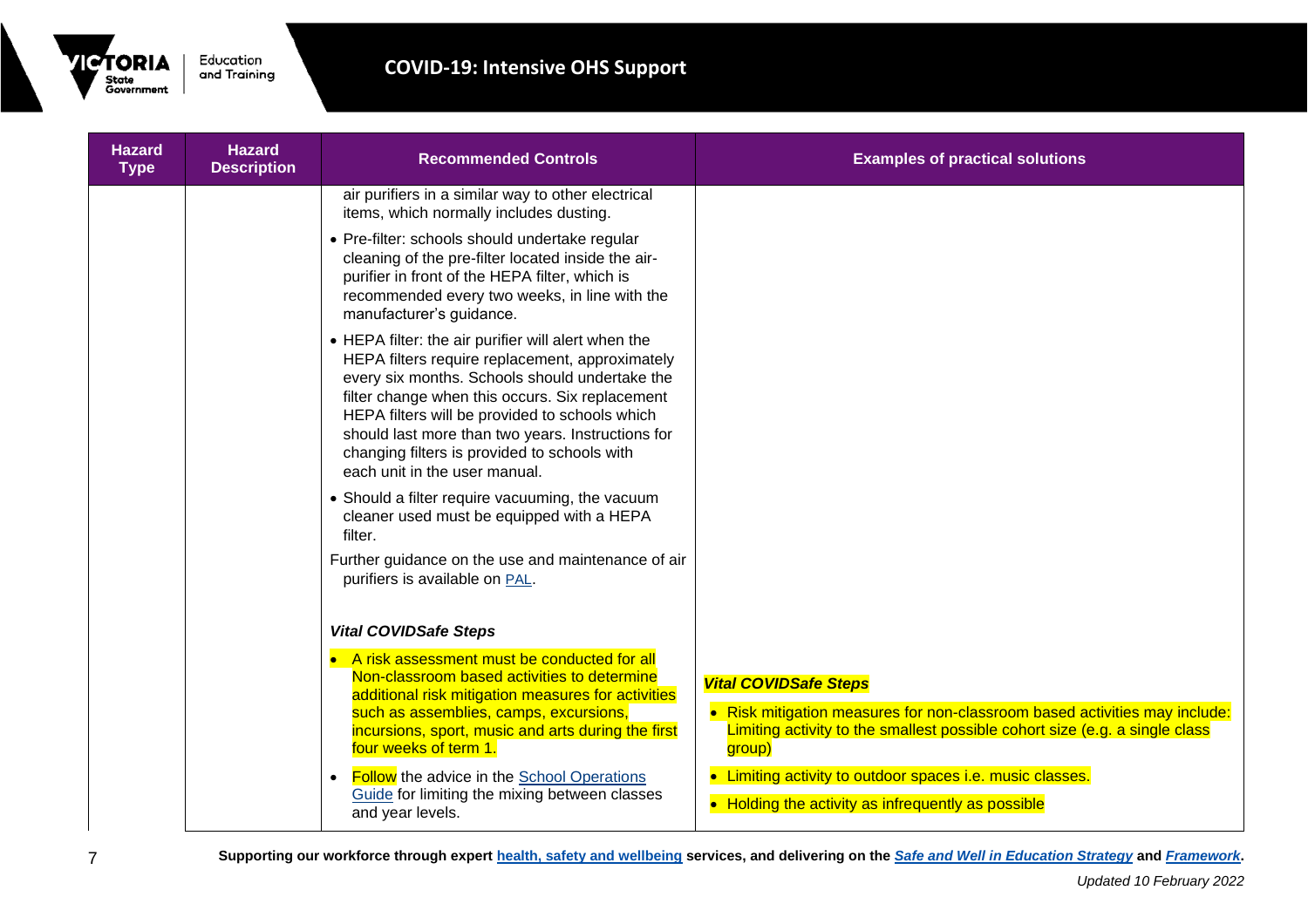| Hazard Type | Hazard Description | Recommended Controls | Examples of practical solutions |
|---|---|---|---|
| | | air purifiers in a similar way to other electrical items, which normally includes dusting.<br>• Pre-filter: schools should undertake regular cleaning of the pre-filter located inside the air-purifier in front of the HEPA filter, which is recommended every two weeks, in line with the manufacturer's guidance.<br>• HEPA filter: the air purifier will alert when the HEPA filters require replacement, approximately every six months. Schools should undertake the filter change when this occurs. Six replacement HEPA filters will be provided to schools which should last more than two years. Instructions for changing filters is provided to schools with each unit in the user manual.<br>• Should a filter require vacuuming, the vacuum cleaner used must be equipped with a HEPA filter.<br>Further guidance on the use and maintenance of air purifiers is available on PAL.<br><br>***Vital COVIDSafe Steps***<br>• A risk assessment must be conducted for all Non-classroom based activities to determine additional risk mitigation measures for activities such as assemblies, camps, excursions, incursions, sport, music and arts during the first four weeks of term 1.<br>• Follow the advice in the School Operations Guide for limiting the mixing between classes and year levels. | ***Vital COVIDSafe Steps***<br>• Risk mitigation measures for non-classroom based activities may include: Limiting activity to the smallest possible cohort size (e.g. a single class group)<br>• Limiting activity to outdoor spaces i.e. music classes.<br>• Holding the activity as infrequently as possible |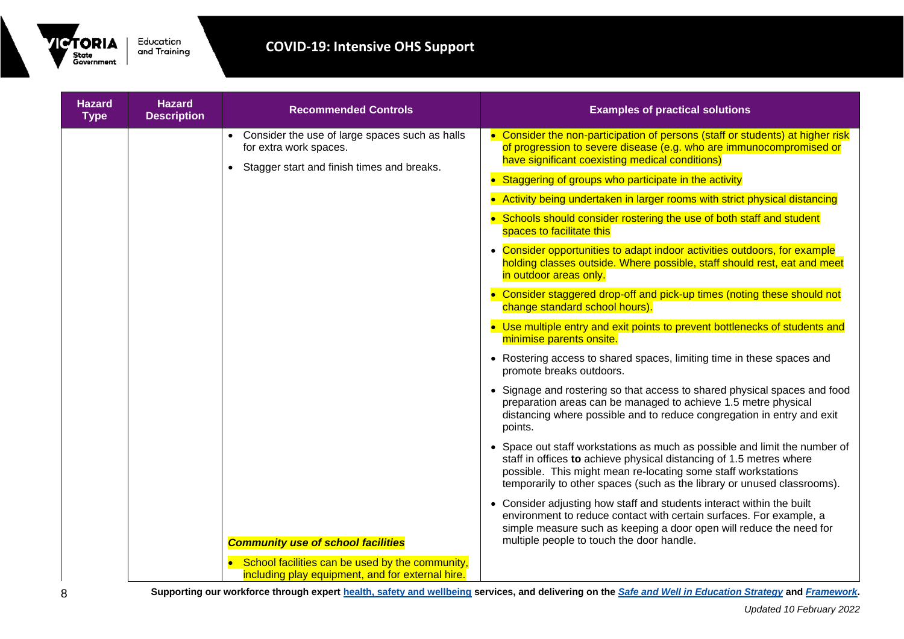| Hazard Type | Hazard Description | Recommended Controls | Examples of practical solutions |
|---|---|---|---|
| | | • Consider the use of large spaces such as halls for extra work spaces.<br>• Stagger start and finish times and breaks.<br><br>***Community use of school facilities***<br>• School facilities can be used by the community, including play equipment, and for external hire. | • Consider the non-participation of persons (staff or students) at higher risk of progression to severe disease (e.g. who are immunocompromised or have significant coexisting medical conditions)<br>• Staggering of groups who participate in the activity<br>• Activity being undertaken in larger rooms with strict physical distancing<br>• Schools should consider rostering the use of both staff and student spaces to facilitate this<br>• Consider opportunities to adapt indoor activities outdoors, for example holding classes outside. Where possible, staff should rest, eat and meet in outdoor areas only.<br>• Consider staggered drop-off and pick-up times (noting these should not change standard school hours).<br>• Use multiple entry and exit points to prevent bottlenecks of students and minimise parents onsite.<br>• Rostering access to shared spaces, limiting time in these spaces and promote breaks outdoors.<br>• Signage and rostering so that access to shared physical spaces and food preparation areas can be managed to achieve 1.5 metre physical distancing where possible and to reduce congregation in entry and exit points.<br>• Space out staff workstations as much as possible and limit the number of staff in offices **to** achieve physical distancing of 1.5 metres where possible. This might mean re-locating some staff workstations temporarily to other spaces (such as the library or unused classrooms).<br>• Consider adjusting how staff and students interact within the built environment to reduce contact with certain surfaces. For example, a simple measure such as keeping a door open will reduce the need for multiple people to touch the door handle. |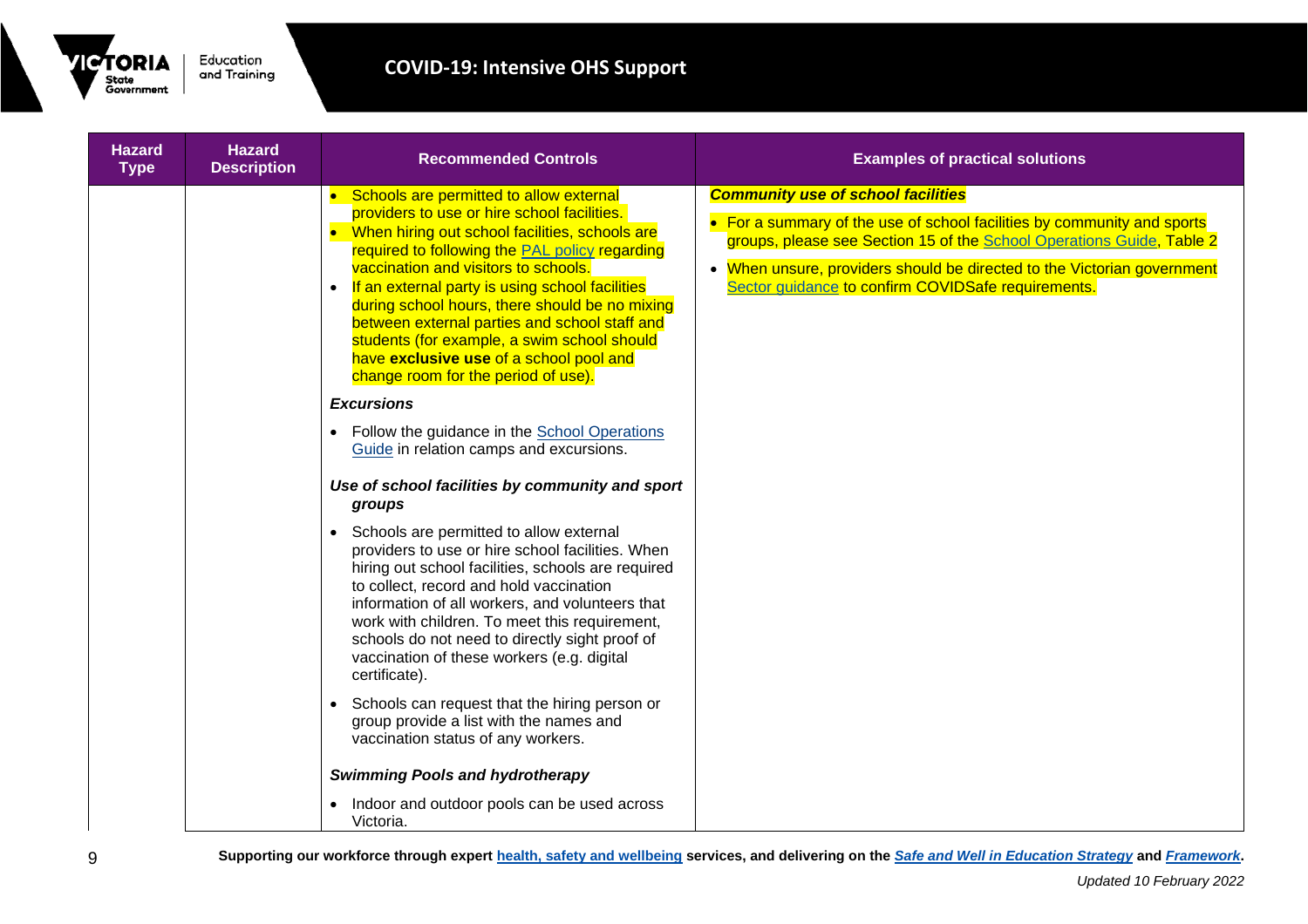| Hazard Type | Hazard Description | Recommended Controls | Examples of practical solutions |
|---|---|---|---|
| | | • Schools are permitted to allow external providers to use or hire school facilities.<br>• When hiring out school facilities, schools are required to following the PAL policy regarding vaccination and visitors to schools.<br>• If an external party is using school facilities during school hours, there should be no mixing between external parties and school staff and students (for example, a swim school should have **exclusive use** of a school pool and change room for the period of use).<br><br>***Excursions***<br><br>• Follow the guidance in the School Operations Guide in relation camps and excursions.<br><br>***Use of school facilities by community and sport groups***<br><br>• Schools are permitted to allow external providers to use or hire school facilities. When hiring out school facilities, schools are required to collect, record and hold vaccination information of all workers, and volunteers that work with children. To meet this requirement, schools do not need to directly sight proof of vaccination of these workers (e.g. digital certificate).<br>• Schools can request that the hiring person or group provide a list with the names and vaccination status of any workers.<br><br>***Swimming Pools and hydrotherapy***<br><br>• Indoor and outdoor pools can be used across Victoria. | ***Community use of school facilities***<br><br>• For a summary of the use of school facilities by community and sports groups, please see Section 15 of the School Operations Guide, Table 2<br>• When unsure, providers should be directed to the Victorian government Sector guidance to confirm COVIDSafe requirements. |

Supporting our workforce through expert health, safety and wellbeing services, and delivering on the *Safe and Well in Education Strategy* and *Framework*.

*Updated 10 February 2022*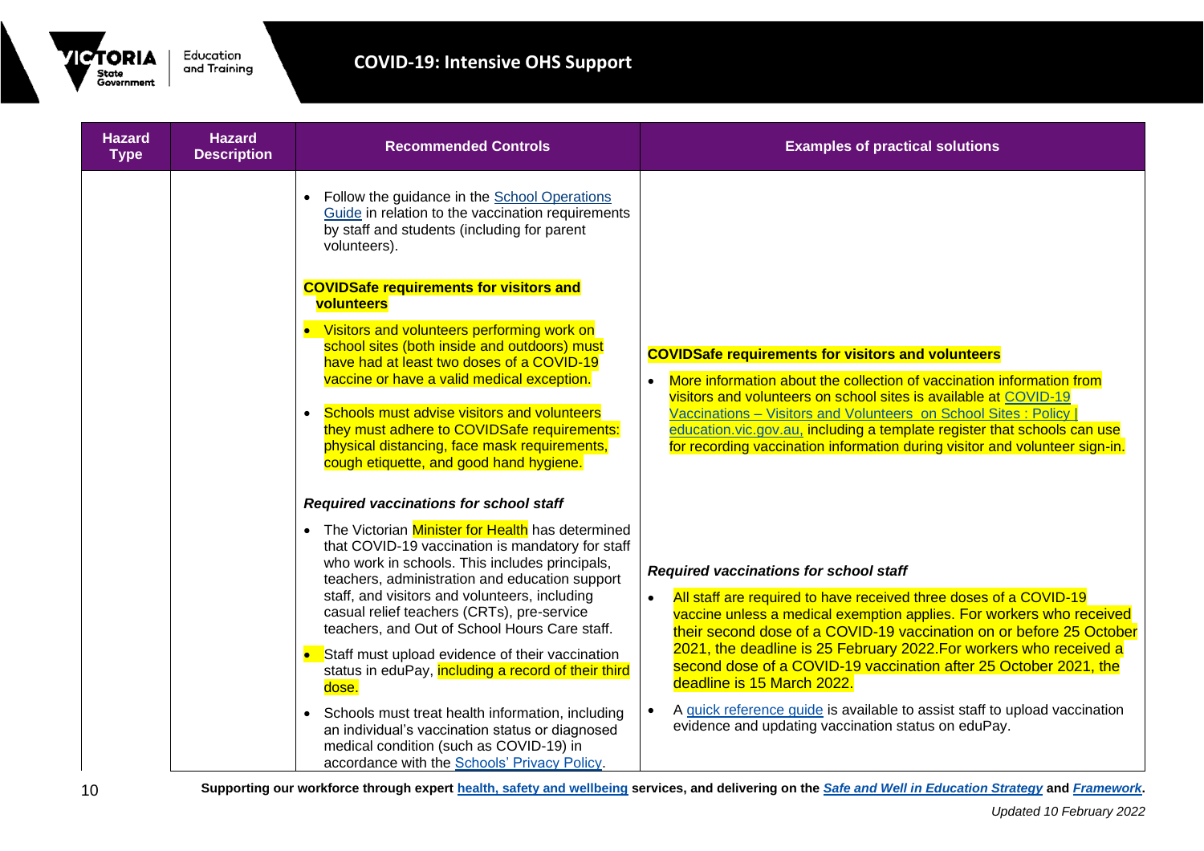| Hazard Type | Hazard Description | Recommended Controls | Examples of practical solutions |
|---|---|---|---|
| | | • Follow the guidance in the School Operations Guide in relation to the vaccination requirements by staff and students (including for parent volunteers).<br><br>**COVIDSafe requirements for visitors and volunteers**<br><br>• Visitors and volunteers performing work on school sites (both inside and outdoors) must have had at least two doses of a COVID-19 vaccine or have a valid medical exception.<br><br>• Schools must advise visitors and volunteers they must adhere to COVIDSafe requirements: physical distancing, face mask requirements, cough etiquette, and good hand hygiene. | **COVIDSafe requirements for visitors and volunteers**<br><br>• More information about the collection of vaccination information from visitors and volunteers on school sites is available at COVID-19 Vaccinations – Visitors and Volunteers on School Sites : Policy \| education.vic.gov.au, including a template register that schools can use for recording vaccination information during visitor and volunteer sign-in. |
| | | ***Required vaccinations for school staff***<br><br>• The Victorian Minister for Health has determined that COVID-19 vaccination is mandatory for staff who work in schools. This includes principals, teachers, administration and education support staff, and visitors and volunteers, including casual relief teachers (CRTs), pre-service teachers, and Out of School Hours Care staff.<br><br>• Staff must upload evidence of their vaccination status in eduPay, including a record of their third dose.<br><br>• Schools must treat health information, including an individual's vaccination status or diagnosed medical condition (such as COVID-19) in accordance with the Schools' Privacy Policy. | ***Required vaccinations for school staff***<br><br>• All staff are required to have received three doses of a COVID-19 vaccine unless a medical exemption applies. For workers who received their second dose of a COVID-19 vaccination on or before 25 October 2021, the deadline is 25 February 2022.For workers who received a second dose of a COVID-19 vaccination after 25 October 2021, the deadline is 15 March 2022.<br><br>• A quick reference guide is available to assist staff to upload vaccination evidence and updating vaccination status on eduPay. |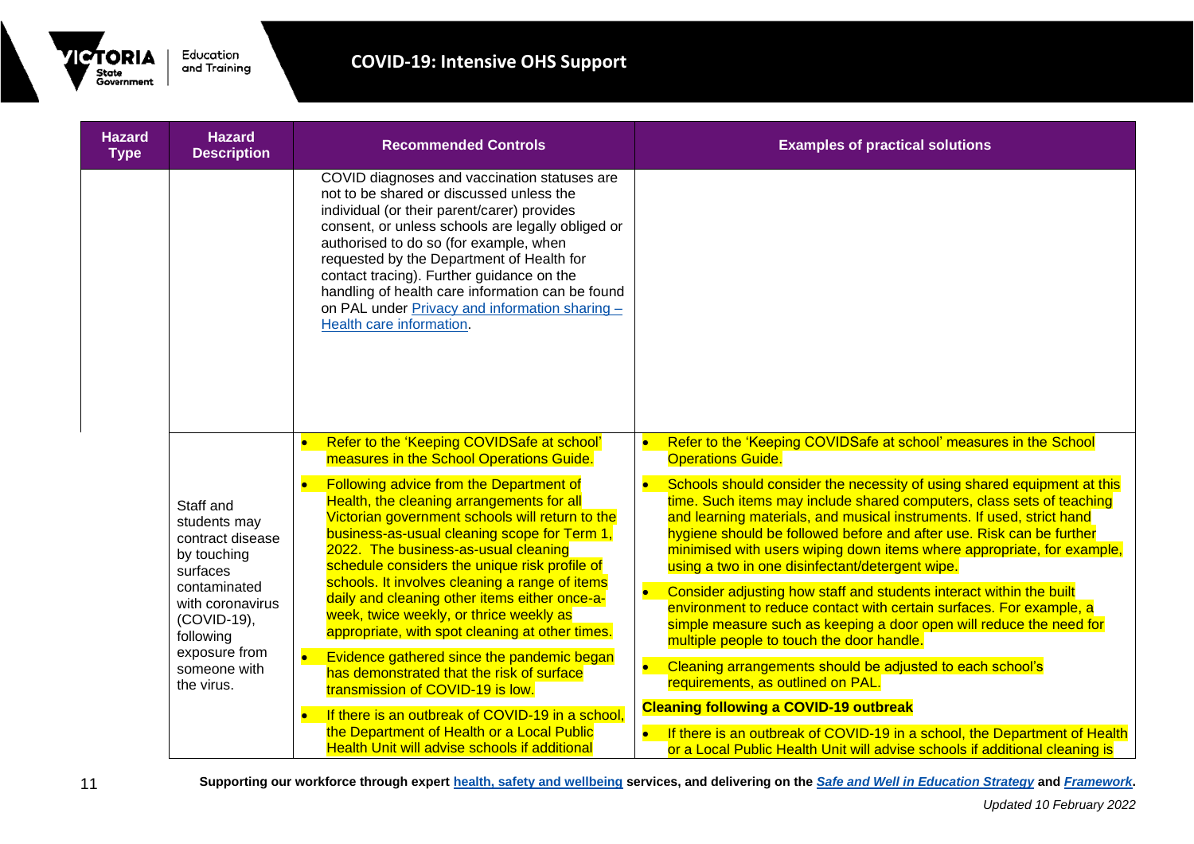| Hazard Type | Hazard Description | Recommended Controls | Examples of practical solutions |
| --- | --- | --- | --- |
| | | COVID diagnoses and vaccination statuses are not to be shared or discussed unless the individual (or their parent/carer) provides consent, or unless schools are legally obliged or authorised to do so (for example, when requested by the Department of Health for contact tracing). Further guidance on the handling of health care information can be found on PAL under [Privacy and information sharing – Health care information](). | |
| | Staff and students may contract disease by touching surfaces contaminated with coronavirus (COVID-19), following exposure from someone with the virus. | • Refer to the 'Keeping COVIDSafe at school' measures in the School Operations Guide.<br>• Following advice from the Department of Health, the cleaning arrangements for all Victorian government schools will return to the business-as-usual cleaning scope for Term 1, 2022. The business-as-usual cleaning schedule considers the unique risk profile of schools. It involves cleaning a range of items daily and cleaning other items either once-a-week, twice weekly, or thrice weekly as appropriate, with spot cleaning at other times.<br>• Evidence gathered since the pandemic began has demonstrated that the risk of surface transmission of COVID-19 is low.<br>• If there is an outbreak of COVID-19 in a school, the Department of Health or a Local Public Health Unit will advise schools if additional | • Refer to the 'Keeping COVIDSafe at school' measures in the School Operations Guide.<br>• Schools should consider the necessity of using shared equipment at this time. Such items may include shared computers, class sets of teaching and learning materials, and musical instruments. If used, strict hand hygiene should be followed before and after use. Risk can be further minimised with users wiping down items where appropriate, for example, using a two in one disinfectant/detergent wipe.<br>• Consider adjusting how staff and students interact within the built environment to reduce contact with certain surfaces. For example, a simple measure such as keeping a door open will reduce the need for multiple people to touch the door handle.<br>• Cleaning arrangements should be adjusted to each school's requirements, as outlined on PAL.<br>**Cleaning following a COVID-19 outbreak**<br>• If there is an outbreak of COVID-19 in a school, the Department of Health or a Local Public Health Unit will advise schools if additional cleaning is |

Supporting our workforce through expert [health, safety and wellbeing]() services, and delivering on the [*Safe and Well in Education Strategy*]() and [*Framework*]().

*Updated 10 February 2022*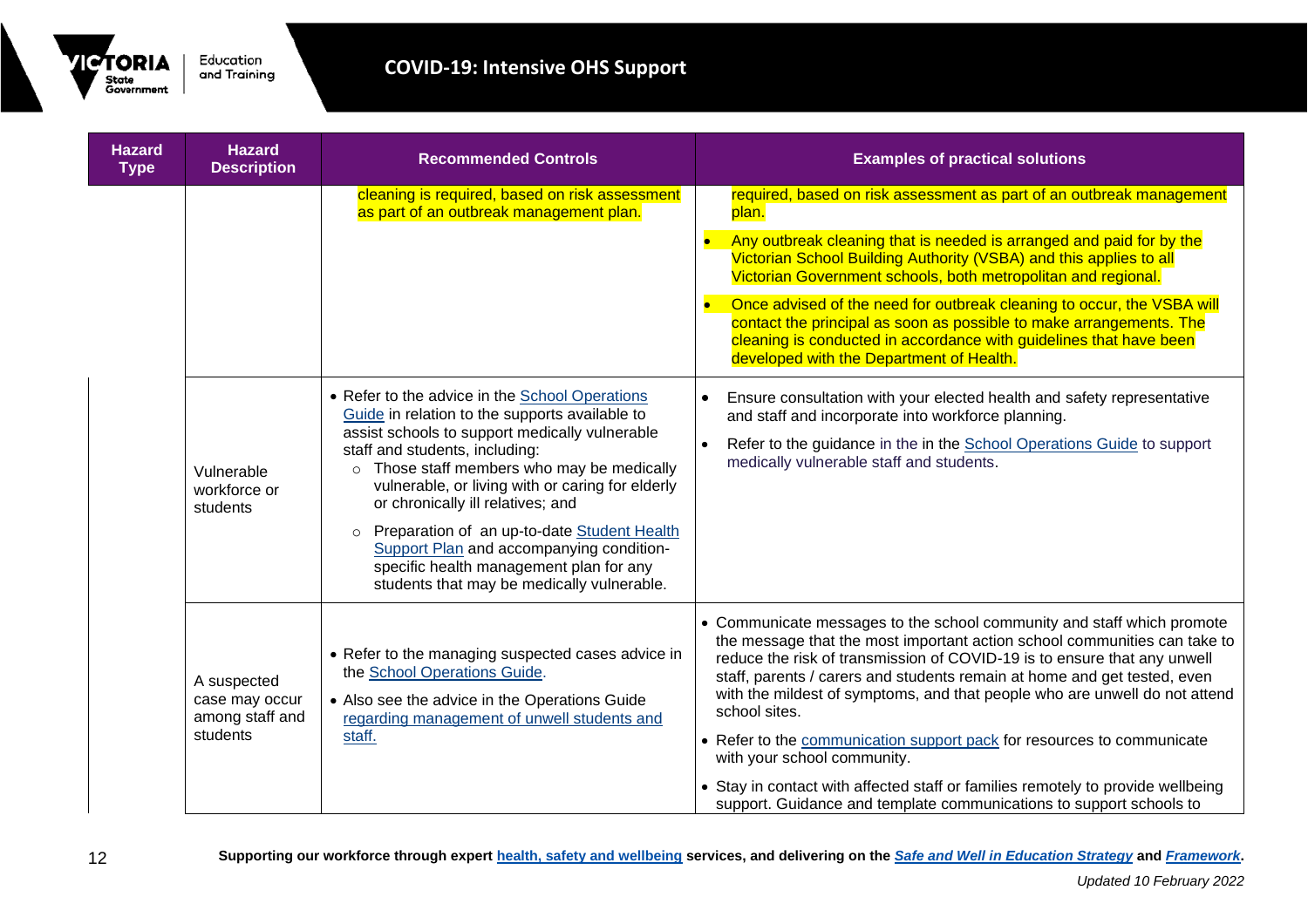| Hazard Type | Hazard Description | Recommended Controls | Examples of practical solutions |
|---|---|---|---|
| | | cleaning is required, based on risk assessment as part of an outbreak management plan. | required, based on risk assessment as part of an outbreak management plan.<br>• Any outbreak cleaning that is needed is arranged and paid for by the Victorian School Building Authority (VSBA) and this applies to all Victorian Government schools, both metropolitan and regional.<br>• Once advised of the need for outbreak cleaning to occur, the VSBA will contact the principal as soon as possible to make arrangements. The cleaning is conducted in accordance with guidelines that have been developed with the Department of Health. |
| | Vulnerable workforce or students | • Refer to the advice in the School Operations Guide in relation to the supports available to assist schools to support medically vulnerable staff and students, including:<br>○ Those staff members who may be medically vulnerable, or living with or caring for elderly or chronically ill relatives; and<br>○ Preparation of an up-to-date Student Health Support Plan and accompanying condition-specific health management plan for any students that may be medically vulnerable. | • Ensure consultation with your elected health and safety representative and staff and incorporate into workforce planning.<br>• Refer to the guidance in the in the School Operations Guide to support medically vulnerable staff and students. |
| | A suspected case may occur among staff and students | • Refer to the managing suspected cases advice in the School Operations Guide.<br>• Also see the advice in the Operations Guide regarding management of unwell students and staff. | • Communicate messages to the school community and staff which promote the message that the most important action school communities can take to reduce the risk of transmission of COVID-19 is to ensure that any unwell staff, parents / carers and students remain at home and get tested, even with the mildest of symptoms, and that people who are unwell do not attend school sites.<br>• Refer to the communication support pack for resources to communicate with your school community.<br>• Stay in contact with affected staff or families remotely to provide wellbeing support. Guidance and template communications to support schools to |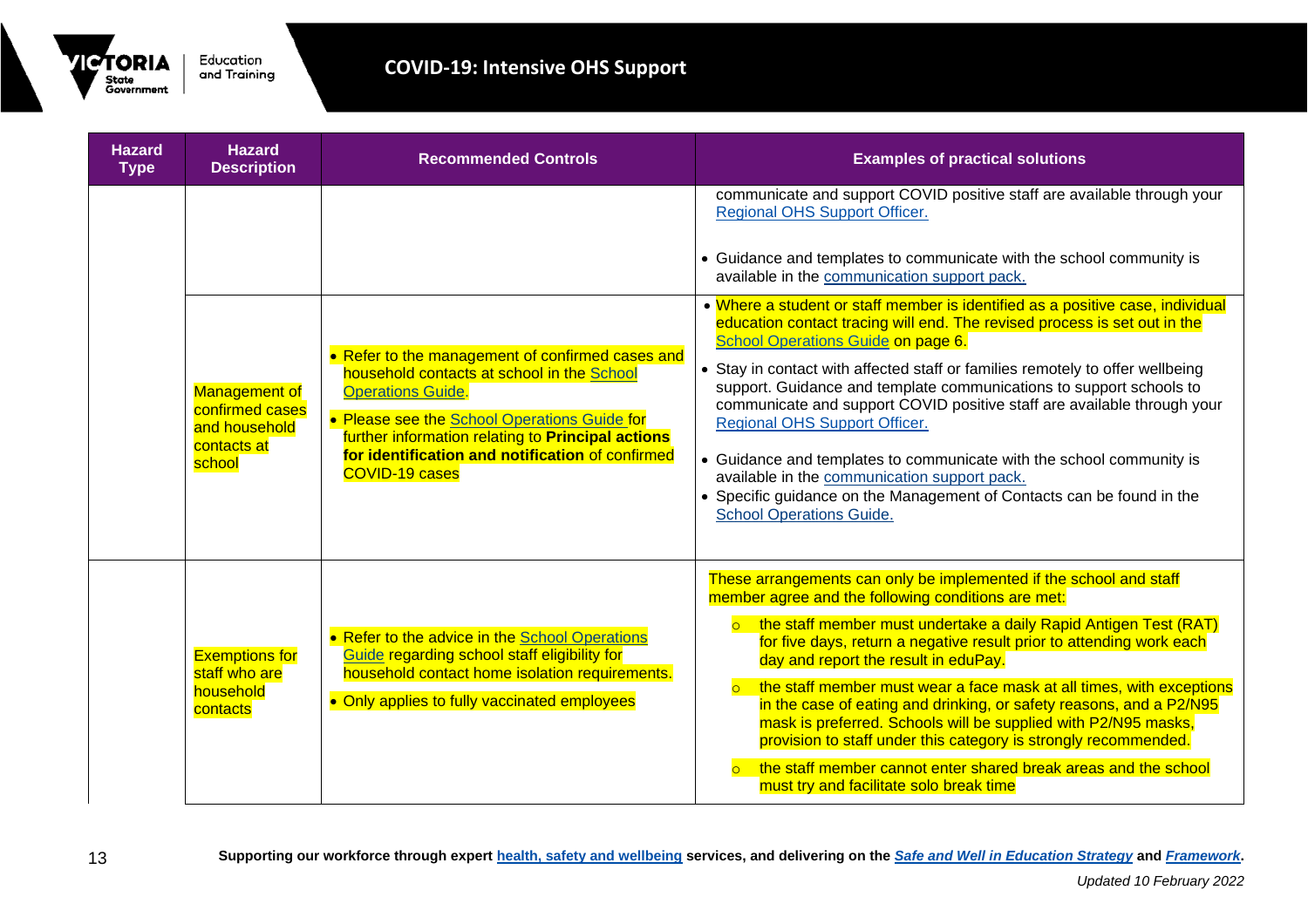| Hazard Type | Hazard Description | Recommended Controls | Examples of practical solutions |
|---|---|---|---|
| | | | communicate and support COVID positive staff are available through your [Regional OHS Support Officer.]()<br><br>• Guidance and templates to communicate with the school community is available in the [communication support pack.]() |
| | Management of confirmed cases and household contacts at school | • Refer to the management of confirmed cases and household contacts at school in the [School Operations Guide]().<br>• Please see the [School Operations Guide]() for further information relating to **Principal actions for identification and notification** of confirmed COVID-19 cases | • Where a student or staff member is identified as a positive case, individual education contact tracing will end. The revised process is set out in the [School Operations Guide]() on page 6.<br>• Stay in contact with affected staff or families remotely to offer wellbeing support. Guidance and template communications to support schools to communicate and support COVID positive staff are available through your [Regional OHS Support Officer.]()<br>• Guidance and templates to communicate with the school community is available in the [communication support pack.]()<br>• Specific guidance on the Management of Contacts can be found in the [School Operations Guide.]() |
| | Exemptions for staff who are household contacts | • Refer to the advice in the [School Operations Guide]() regarding school staff eligibility for household contact home isolation requirements.<br>• Only applies to fully vaccinated employees | These arrangements can only be implemented if the school and staff member agree and the following conditions are met:<br>○ the staff member must undertake a daily Rapid Antigen Test (RAT) for five days, return a negative result prior to attending work each day and report the result in eduPay.<br>○ the staff member must wear a face mask at all times, with exceptions in the case of eating and drinking, or safety reasons, and a P2/N95 mask is preferred. Schools will be supplied with P2/N95 masks, provision to staff under this category is strongly recommended.<br>○ the staff member cannot enter shared break areas and the school must try and facilitate solo break time |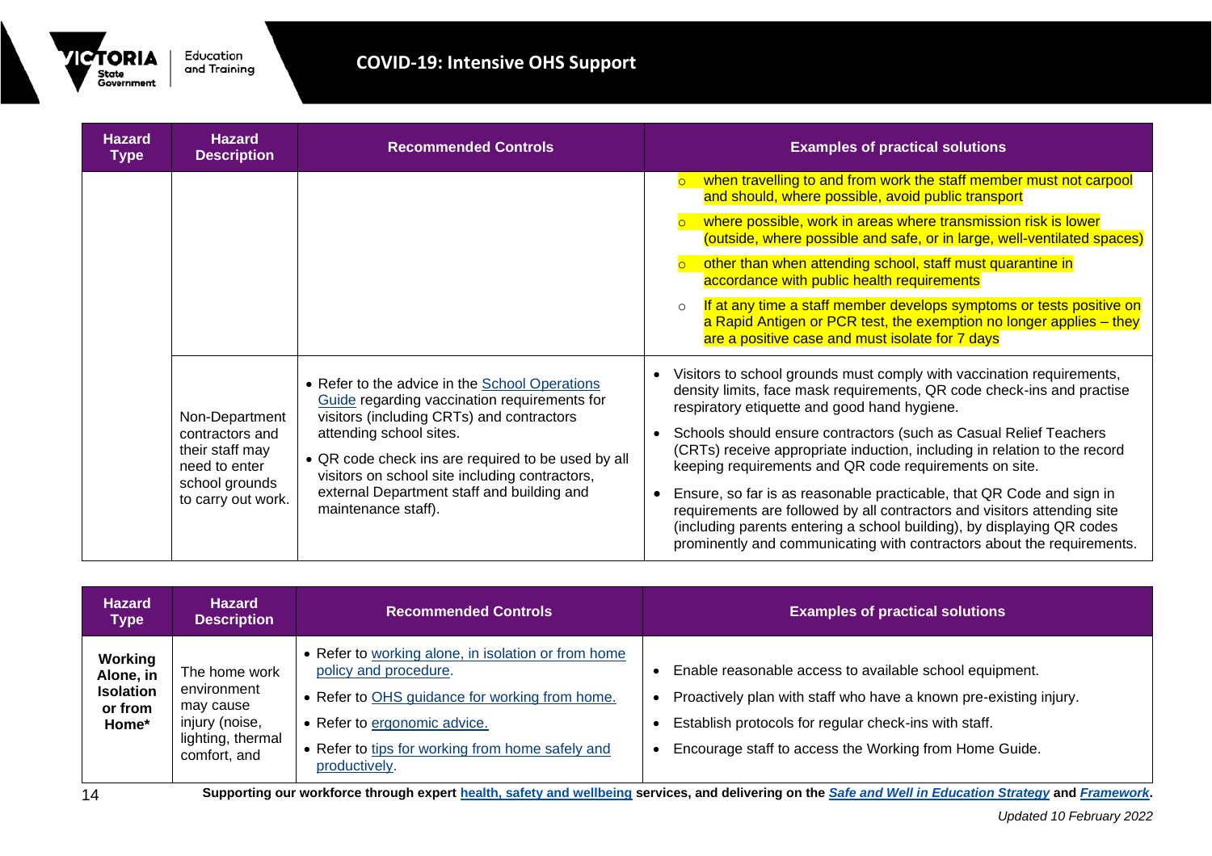| Hazard Type | Hazard Description | Recommended Controls | Examples of practical solutions |
|---|---|---|---|
| | | | ○ when travelling to and from work the staff member must not carpool and should, where possible, avoid public transport<br>○ where possible, work in areas where transmission risk is lower (outside, where possible and safe, or in large, well-ventilated spaces)<br>○ other than when attending school, staff must quarantine in accordance with public health requirements<br>○ If at any time a staff member develops symptoms or tests positive on a Rapid Antigen or PCR test, the exemption no longer applies – they are a positive case and must isolate for 7 days |
| | Non-Department contractors and their staff may need to enter school grounds to carry out work. | • Refer to the advice in the [School Operations Guide]() regarding vaccination requirements for visitors (including CRTs) and contractors attending school sites.<br>• QR code check ins are required to be used by all visitors on school site including contractors, external Department staff and building and maintenance staff). | • Visitors to school grounds must comply with vaccination requirements, density limits, face mask requirements, QR code check-ins and practise respiratory etiquette and good hand hygiene.<br>• Schools should ensure contractors (such as Casual Relief Teachers (CRTs) receive appropriate induction, including in relation to the record keeping requirements and QR code requirements on site.<br>• Ensure, so far is as reasonable practicable, that QR Code and sign in requirements are followed by all contractors and visitors attending site (including parents entering a school building), by displaying QR codes prominently and communicating with contractors about the requirements. |

| Hazard Type | Hazard Description | Recommended Controls | Examples of practical solutions |
|---|---|---|---|
| **Working Alone, in Isolation or from Home*** | The home work environment may cause injury (noise, lighting, thermal comfort, and | • Refer to [working alone, in isolation or from home policy and procedure]().<br>• Refer to [OHS guidance for working from home.]()<br>• Refer to [ergonomic advice.]()<br>• Refer to [tips for working from home safely and productively](). | • Enable reasonable access to available school equipment.<br>• Proactively plan with staff who have a known pre-existing injury.<br>• Establish protocols for regular check-ins with staff.<br>• Encourage staff to access the Working from Home Guide. |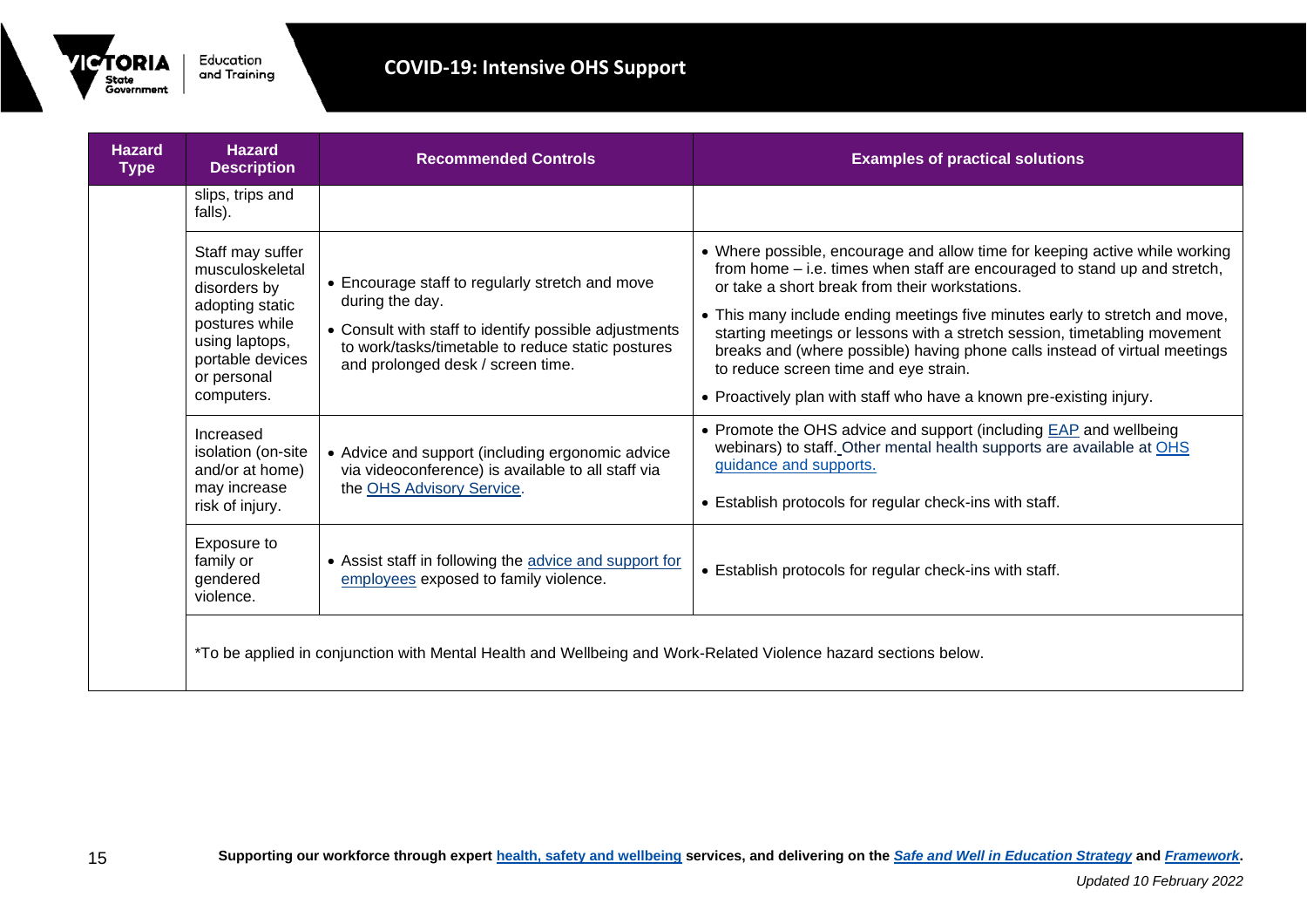| Hazard Type | Hazard Description | Recommended Controls | Examples of practical solutions |
|---|---|---|---|
| | slips, trips and falls). | | |
| | Staff may suffer musculoskeletal disorders by adopting static postures while using laptops, portable devices or personal computers. | • Encourage staff to regularly stretch and move during the day.<br>• Consult with staff to identify possible adjustments to work/tasks/timetable to reduce static postures and prolonged desk / screen time. | • Where possible, encourage and allow time for keeping active while working from home – i.e. times when staff are encouraged to stand up and stretch, or take a short break from their workstations.<br>• This many include ending meetings five minutes early to stretch and move, starting meetings or lessons with a stretch session, timetabling movement breaks and (where possible) having phone calls instead of virtual meetings to reduce screen time and eye strain.<br>• Proactively plan with staff who have a known pre-existing injury. |
| | Increased isolation (on-site and/or at home) may increase risk of injury. | • Advice and support (including ergonomic advice via videoconference) is available to all staff via the OHS Advisory Service. | • Promote the OHS advice and support (including EAP and wellbeing webinars) to staff. Other mental health supports are available at OHS guidance and supports.<br>• Establish protocols for regular check-ins with staff. |
| | Exposure to family or gendered violence. | • Assist staff in following the advice and support for employees exposed to family violence. | • Establish protocols for regular check-ins with staff. |
| | *To be applied in conjunction with Mental Health and Wellbeing and Work-Related Violence hazard sections below. | | |

**Supporting our workforce through expert health, safety and wellbeing services, and delivering on the *Safe and Well in Education Strategy* and *Framework*.**

*Updated 10 February 2022*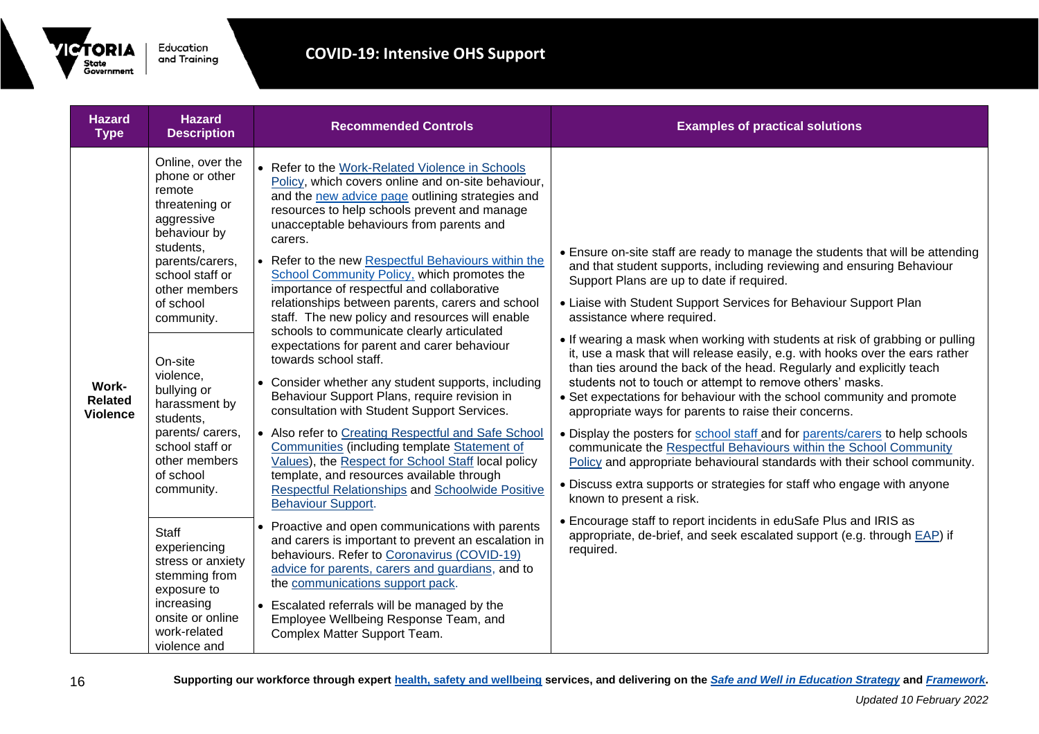| Hazard Type | Hazard Description | Recommended Controls | Examples of practical solutions |
|---|---|---|---|
| Work-Related Violence | Online, over the phone or other remote threatening or aggressive behaviour by students, parents/carers, school staff or other members of school community.<br><br>On-site violence, bullying or harassment by students, parents/ carers, school staff or other members of school community.<br><br>Staff experiencing stress or anxiety stemming from exposure to increasing onsite or online work-related violence and | • Refer to the Work-Related Violence in Schools Policy, which covers online and on-site behaviour, and the new advice page outlining strategies and resources to help schools prevent and manage unacceptable behaviours from parents and carers.<br>• Refer to the new Respectful Behaviours within the School Community Policy, which promotes the importance of respectful and collaborative relationships between parents, carers and school staff. The new policy and resources will enable schools to communicate clearly articulated expectations for parent and carer behaviour towards school staff.<br>• Consider whether any student supports, including Behaviour Support Plans, require revision in consultation with Student Support Services.<br>• Also refer to Creating Respectful and Safe School Communities (including template Statement of Values), the Respect for School Staff local policy template, and resources available through Respectful Relationships and Schoolwide Positive Behaviour Support.<br>• Proactive and open communications with parents and carers is important to prevent an escalation in behaviours. Refer to Coronavirus (COVID-19) advice for parents, carers and guardians, and to the communications support pack.<br>• Escalated referrals will be managed by the Employee Wellbeing Response Team, and Complex Matter Support Team. | • Ensure on-site staff are ready to manage the students that will be attending and that student supports, including reviewing and ensuring Behaviour Support Plans are up to date if required.<br>• Liaise with Student Support Services for Behaviour Support Plan assistance where required.<br>• If wearing a mask when working with students at risk of grabbing or pulling it, use a mask that will release easily, e.g. with hooks over the ears rather than ties around the back of the head. Regularly and explicitly teach students not to touch or attempt to remove others' masks.<br>• Set expectations for behaviour with the school community and promote appropriate ways for parents to raise their concerns.<br>• Display the posters for school staff and for parents/carers to help schools communicate the Respectful Behaviours within the School Community Policy and appropriate behavioural standards with their school community.<br>• Discuss extra supports or strategies for staff who engage with anyone known to present a risk.<br>• Encourage staff to report incidents in eduSafe Plus and IRIS as appropriate, de-brief, and seek escalated support (e.g. through EAP) if required. |

**Supporting our workforce through expert health, safety and wellbeing services, and delivering on the *Safe and Well in Education Strategy* and *Framework*.**

*Updated 10 February 2022*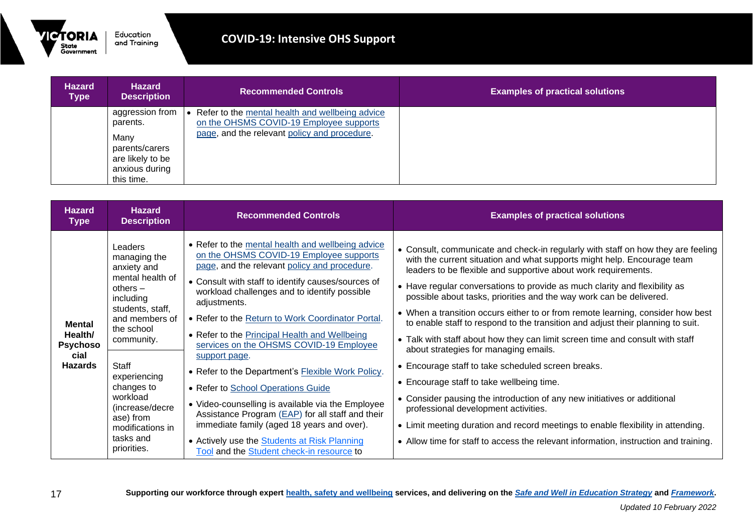| Hazard Type | Hazard Description | Recommended Controls | Examples of practical solutions |
|---|---|---|---|
| | aggression from parents.<br><br>Many parents/carers are likely to be anxious during this time. | • Refer to the mental health and wellbeing advice on the OHSMS COVID-19 Employee supports page, and the relevant policy and procedure. | |

| Hazard Type | Hazard Description | Recommended Controls | Examples of practical solutions |
|---|---|---|---|
| **Mental Health/ Psychosocial Hazards** | Leaders managing the anxiety and mental health of others – including students, staff, and members of the school community.<br><br>Staff experiencing changes to workload (increase/decrease) from modifications in tasks and priorities. | • Refer to the mental health and wellbeing advice on the OHSMS COVID-19 Employee supports page, and the relevant policy and procedure.<br>• Consult with staff to identify causes/sources of workload challenges and to identify possible adjustments.<br>• Refer to the Return to Work Coordinator Portal.<br>• Refer to the Principal Health and Wellbeing services on the OHSMS COVID-19 Employee support page.<br>• Refer to the Department's Flexible Work Policy.<br>• Refer to School Operations Guide<br>• Video-counselling is available via the Employee Assistance Program (EAP) for all staff and their immediate family (aged 18 years and over).<br>• Actively use the Students at Risk Planning Tool and the Student check-in resource to | • Consult, communicate and check-in regularly with staff on how they are feeling with the current situation and what supports might help. Encourage team leaders to be flexible and supportive about work requirements.<br>• Have regular conversations to provide as much clarity and flexibility as possible about tasks, priorities and the way work can be delivered.<br>• When a transition occurs either to or from remote learning, consider how best to enable staff to respond to the transition and adjust their planning to suit.<br>• Talk with staff about how they can limit screen time and consult with staff about strategies for managing emails.<br>• Encourage staff to take scheduled screen breaks.<br>• Encourage staff to take wellbeing time.<br>• Consider pausing the introduction of any new initiatives or additional professional development activities.<br>• Limit meeting duration and record meetings to enable flexibility in attending.<br>• Allow time for staff to access the relevant information, instruction and training. |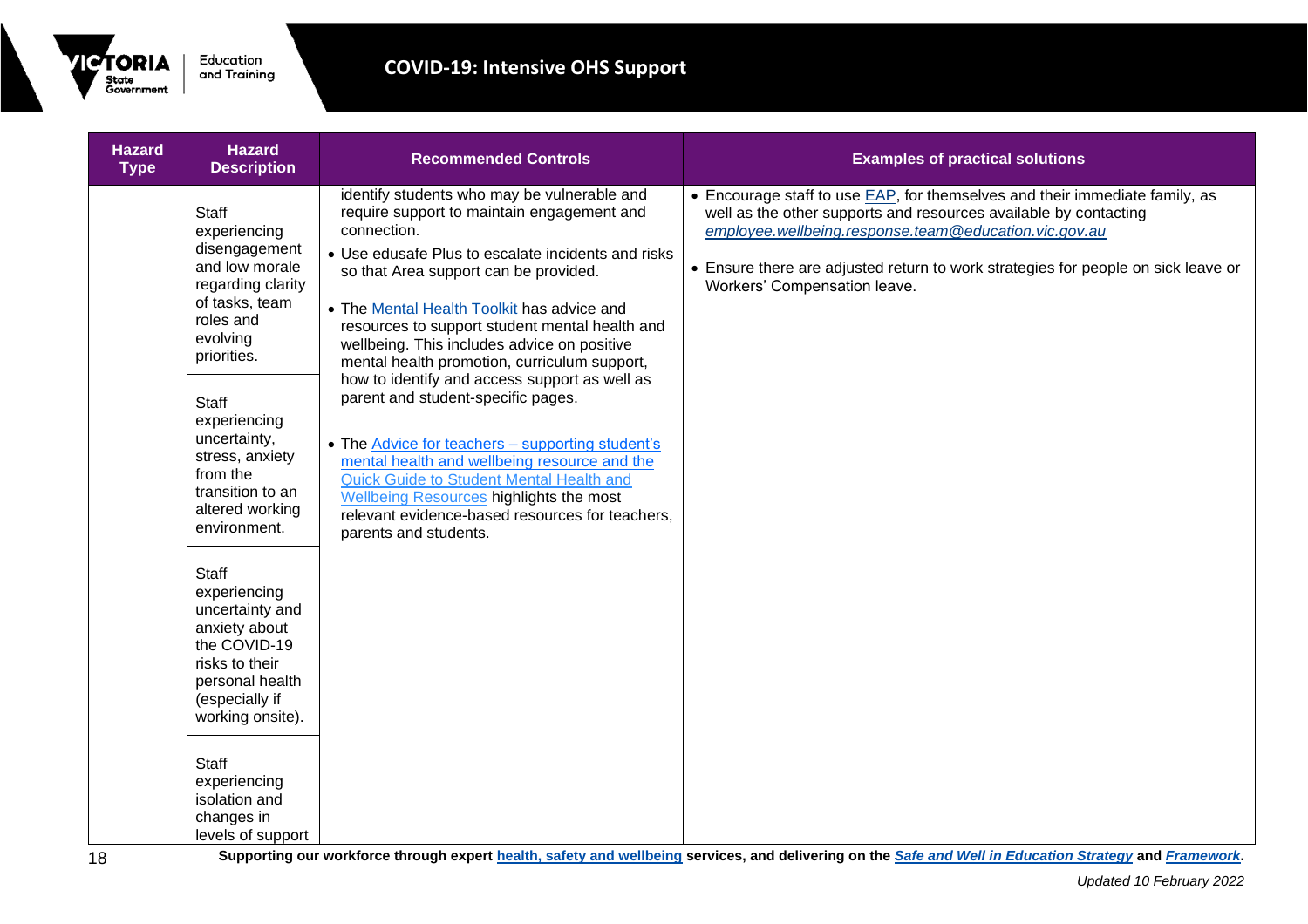| Hazard Type | Hazard Description | Recommended Controls | Examples of practical solutions |
| --- | --- | --- | --- |
| | Staff experiencing disengagement and low morale regarding clarity of tasks, team roles and evolving priorities.<br><br>Staff experiencing uncertainty, stress, anxiety from the transition to an altered working environment.<br><br>Staff experiencing uncertainty and anxiety about the COVID-19 risks to their personal health (especially if working onsite).<br><br>Staff experiencing isolation and changes in levels of support | identify students who may be vulnerable and require support to maintain engagement and connection.<br>• Use edusafe Plus to escalate incidents and risks so that Area support can be provided.<br>• The Mental Health Toolkit has advice and resources to support student mental health and wellbeing. This includes advice on positive mental health promotion, curriculum support, how to identify and access support as well as parent and student-specific pages.<br>• The Advice for teachers – supporting student's mental health and wellbeing resource and the Quick Guide to Student Mental Health and Wellbeing Resources highlights the most relevant evidence-based resources for teachers, parents and students. | • Encourage staff to use EAP, for themselves and their immediate family, as well as the other supports and resources available by contacting *employee.wellbeing.response.team@education.vic.gov.au*<br>• Ensure there are adjusted return to work strategies for people on sick leave or Workers' Compensation leave. |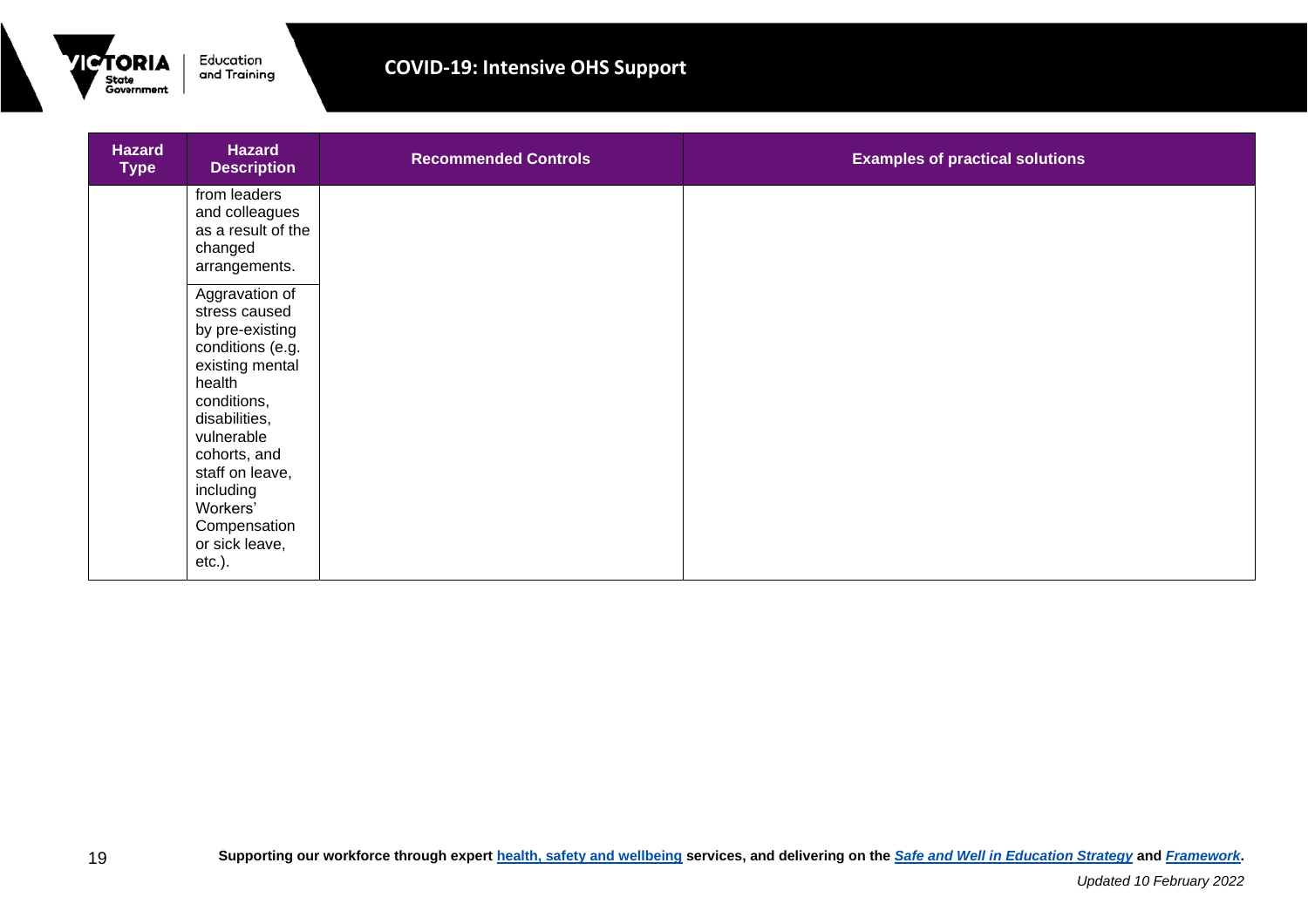| Hazard Type | Hazard Description | Recommended Controls | Examples of practical solutions |
| --- | --- | --- | --- |
| | from leaders and colleagues as a result of the changed arrangements. | | |
| | Aggravation of stress caused by pre-existing conditions (e.g. existing mental health conditions, disabilities, vulnerable cohorts, and staff on leave, including Workers' Compensation or sick leave, etc.). | | |

**Supporting our workforce through expert health, safety and wellbeing services, and delivering on the *Safe and Well in Education Strategy* and *Framework*.**

*Updated 10 February 2022*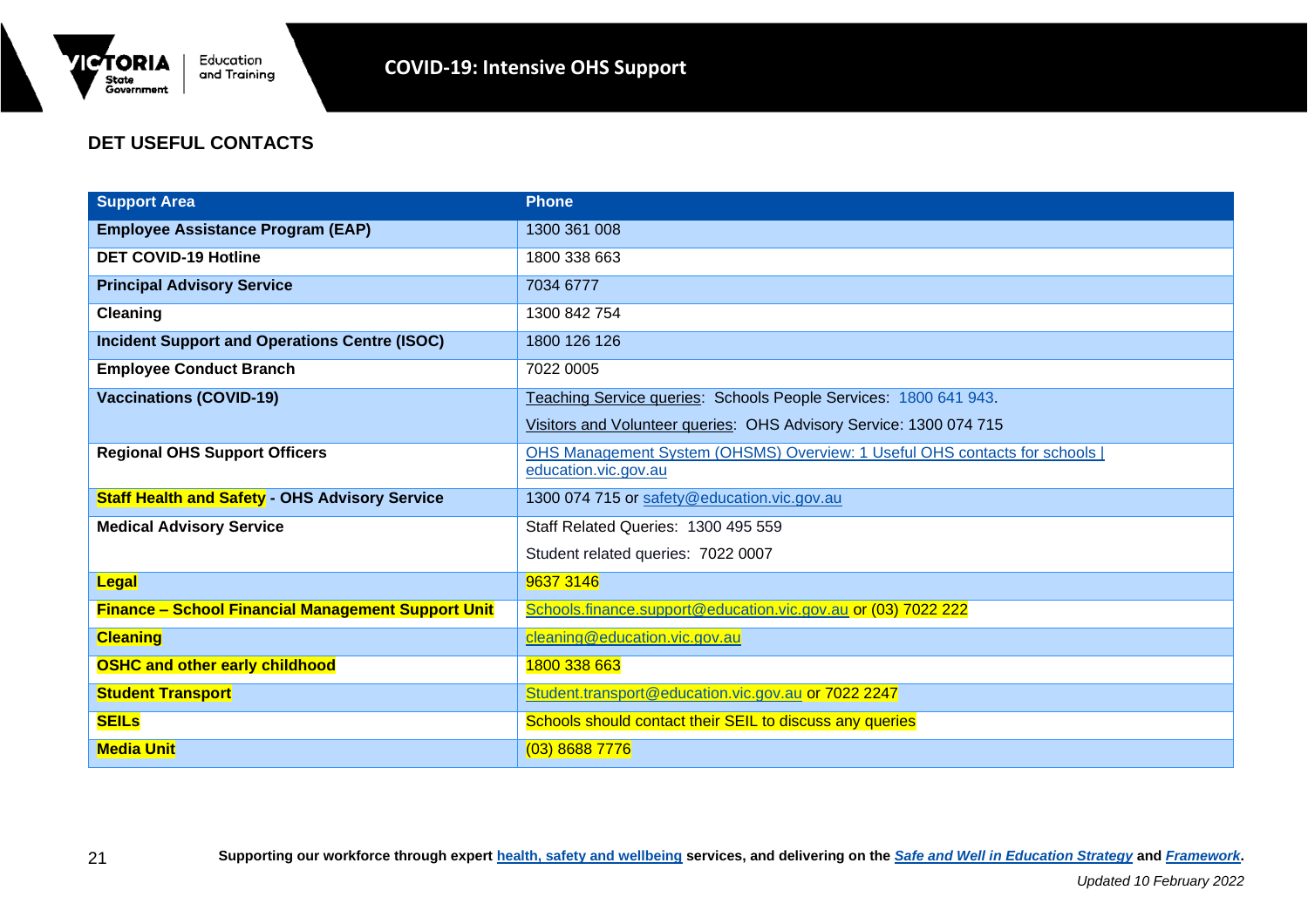## DET USEFUL CONTACTS

| Support Area | Phone |
|---|---|
| **Employee Assistance Program (EAP)** | 1300 361 008 |
| **DET COVID-19 Hotline** | 1800 338 663 |
| **Principal Advisory Service** | 7034 6777 |
| **Cleaning** | 1300 842 754 |
| **Incident Support and Operations Centre (ISOC)** | 1800 126 126 |
| **Employee Conduct Branch** | 7022 0005 |
| **Vaccinations (COVID-19)** | Teaching Service queries: Schools People Services: 1800 641 943.<br>Visitors and Volunteer queries: OHS Advisory Service: 1300 074 715 |
| **Regional OHS Support Officers** | OHS Management System (OHSMS) Overview: 1 Useful OHS contacts for schools \| education.vic.gov.au |
| **Staff Health and Safety - OHS Advisory Service** | 1300 074 715 or safety@education.vic.gov.au |
| **Medical Advisory Service** | Staff Related Queries: 1300 495 559<br>Student related queries: 7022 0007 |
| **Legal** | 9637 3146 |
| **Finance – School Financial Management Support Unit** | Schools.finance.support@education.vic.gov.au or (03) 7022 222 |
| **Cleaning** | cleaning@education.vic.gov.au |
| **OSHC and other early childhood** | 1800 338 663 |
| **Student Transport** | Student.transport@education.vic.gov.au or 7022 2247 |
| **SEILs** | Schools should contact their SEIL to discuss any queries |
| **Media Unit** | (03) 8688 7776 |